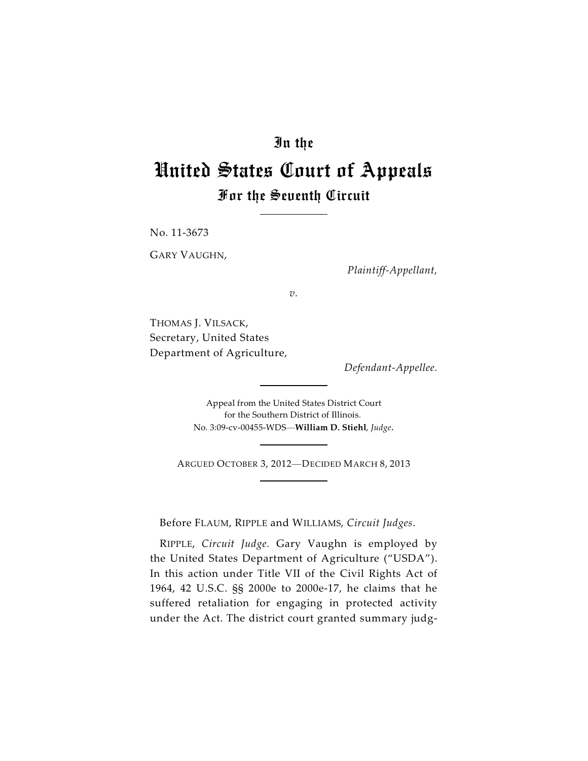# In the

# United States Court of Appeals

## For the Seventh Circuit

No. 11-3673

GARY VAUGHN,

*Plaintiff-Appellant,*

*v.*

THOMAS J. VILSACK,
Secretary, United States
Department of Agriculture,

*Defendant-Appellee.*

Appeal from the United States District Court
for the Southern District of Illinois.
No. 3:09-cv-00455-WDS—**William D. Stiehl**, *Judge*.

ARGUED OCTOBER 3, 2012—DECIDED MARCH 8, 2013

Before FLAUM, RIPPLE and WILLIAMS, *Circuit Judges*.

RIPPLE, *Circuit Judge.* Gary Vaughn is employed by the United States Department of Agriculture ("USDA"). In this action under Title VII of the Civil Rights Act of 1964, 42 U.S.C. §§ 2000e to 2000e-17, he claims that he suffered retaliation for engaging in protected activity under the Act. The district court granted summary judg-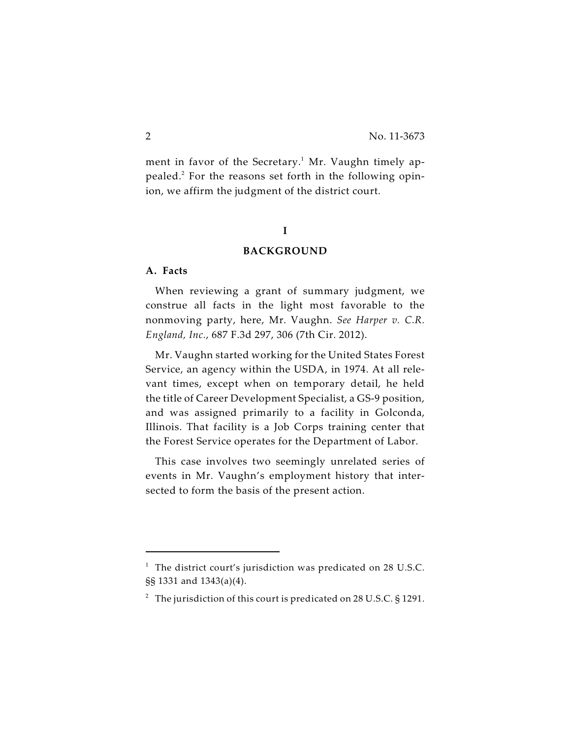ment in favor of the Secretary.[1] Mr. Vaughn timely appealed.[2] For the reasons set forth in the following opinion, we affirm the judgment of the district court.

# I

# BACKGROUND

## A. Facts

When reviewing a grant of summary judgment, we construe all facts in the light most favorable to the nonmoving party, here, Mr. Vaughn. *See Harper v. C.R. England, Inc.*, 687 F.3d 297, 306 (7th Cir. 2012).

Mr. Vaughn started working for the United States Forest Service, an agency within the USDA, in 1974. At all relevant times, except when on temporary detail, he held the title of Career Development Specialist, a GS-9 position, and was assigned primarily to a facility in Golconda, Illinois. That facility is a Job Corps training center that the Forest Service operates for the Department of Labor.

This case involves two seemingly unrelated series of events in Mr. Vaughn's employment history that intersected to form the basis of the present action.

---

[1] The district court's jurisdiction was predicated on 28 U.S.C. §§ 1331 and 1343(a)(4).

[2] The jurisdiction of this court is predicated on 28 U.S.C. § 1291.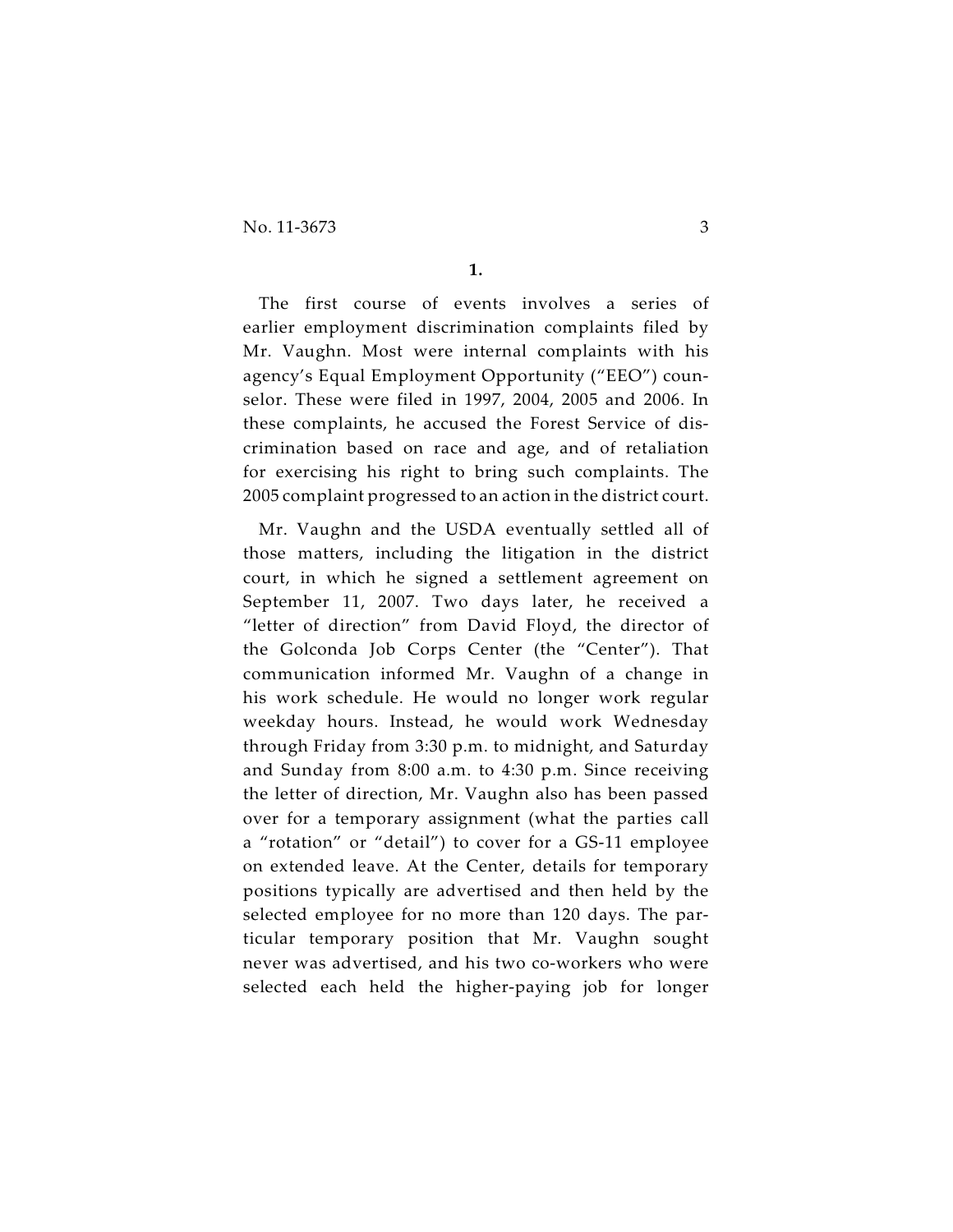**1.**

The first course of events involves a series of earlier employment discrimination complaints filed by Mr. Vaughn. Most were internal complaints with his agency's Equal Employment Opportunity ("EEO") counselor. These were filed in 1997, 2004, 2005 and 2006. In these complaints, he accused the Forest Service of discrimination based on race and age, and of retaliation for exercising his right to bring such complaints. The 2005 complaint progressed to an action in the district court.

Mr. Vaughn and the USDA eventually settled all of those matters, including the litigation in the district court, in which he signed a settlement agreement on September 11, 2007. Two days later, he received a "letter of direction" from David Floyd, the director of the Golconda Job Corps Center (the "Center"). That communication informed Mr. Vaughn of a change in his work schedule. He would no longer work regular weekday hours. Instead, he would work Wednesday through Friday from 3:30 p.m. to midnight, and Saturday and Sunday from 8:00 a.m. to 4:30 p.m. Since receiving the letter of direction, Mr. Vaughn also has been passed over for a temporary assignment (what the parties call a "rotation" or "detail") to cover for a GS-11 employee on extended leave. At the Center, details for temporary positions typically are advertised and then held by the selected employee for no more than 120 days. The particular temporary position that Mr. Vaughn sought never was advertised, and his two co-workers who were selected each held the higher-paying job for longer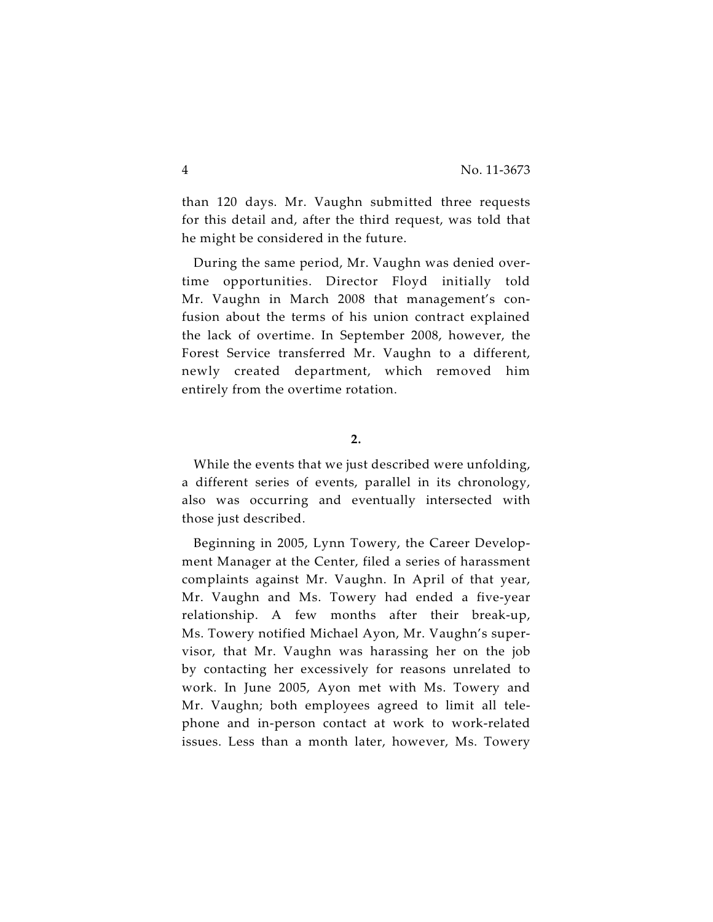than 120 days. Mr. Vaughn submitted three requests for this detail and, after the third request, was told that he might be considered in the future.

During the same period, Mr. Vaughn was denied overtime opportunities. Director Floyd initially told Mr. Vaughn in March 2008 that management's confusion about the terms of his union contract explained the lack of overtime. In September 2008, however, the Forest Service transferred Mr. Vaughn to a different, newly created department, which removed him entirely from the overtime rotation.

**2.**

While the events that we just described were unfolding, a different series of events, parallel in its chronology, also was occurring and eventually intersected with those just described.

Beginning in 2005, Lynn Towery, the Career Development Manager at the Center, filed a series of harassment complaints against Mr. Vaughn. In April of that year, Mr. Vaughn and Ms. Towery had ended a five-year relationship. A few months after their break-up, Ms. Towery notified Michael Ayon, Mr. Vaughn's supervisor, that Mr. Vaughn was harassing her on the job by contacting her excessively for reasons unrelated to work. In June 2005, Ayon met with Ms. Towery and Mr. Vaughn; both employees agreed to limit all telephone and in-person contact at work to work-related issues. Less than a month later, however, Ms. Towery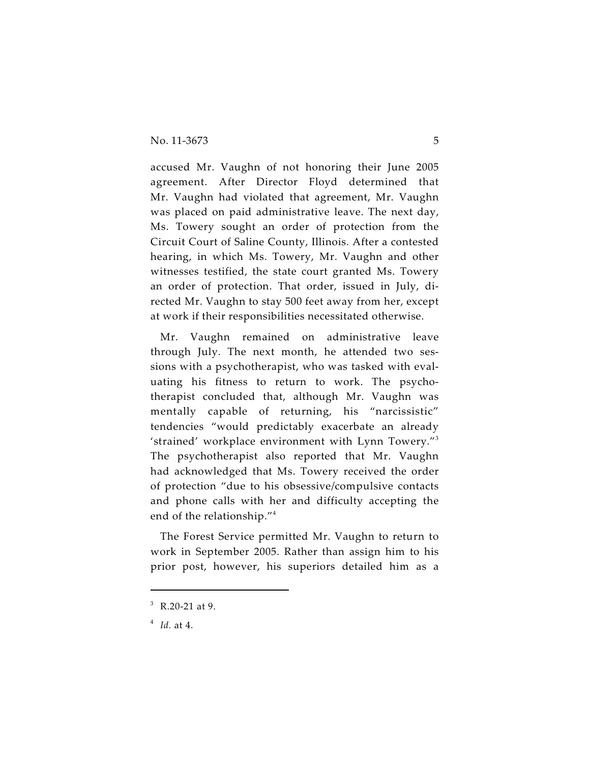accused Mr. Vaughn of not honoring their June 2005 agreement. After Director Floyd determined that Mr. Vaughn had violated that agreement, Mr. Vaughn was placed on paid administrative leave. The next day, Ms. Towery sought an order of protection from the Circuit Court of Saline County, Illinois. After a contested hearing, in which Ms. Towery, Mr. Vaughn and other witnesses testified, the state court granted Ms. Towery an order of protection. That order, issued in July, directed Mr. Vaughn to stay 500 feet away from her, except at work if their responsibilities necessitated otherwise.

Mr. Vaughn remained on administrative leave through July. The next month, he attended two sessions with a psychotherapist, who was tasked with evaluating his fitness to return to work. The psychotherapist concluded that, although Mr. Vaughn was mentally capable of returning, his "narcissistic" tendencies "would predictably exacerbate an already 'strained' workplace environment with Lynn Towery."[3] The psychotherapist also reported that Mr. Vaughn had acknowledged that Ms. Towery received the order of protection "due to his obsessive/compulsive contacts and phone calls with her and difficulty accepting the end of the relationship."[4]

The Forest Service permitted Mr. Vaughn to return to work in September 2005. Rather than assign him to his prior post, however, his superiors detailed him as a

---

[3] R.20-21 at 9.

[4] *Id.* at 4.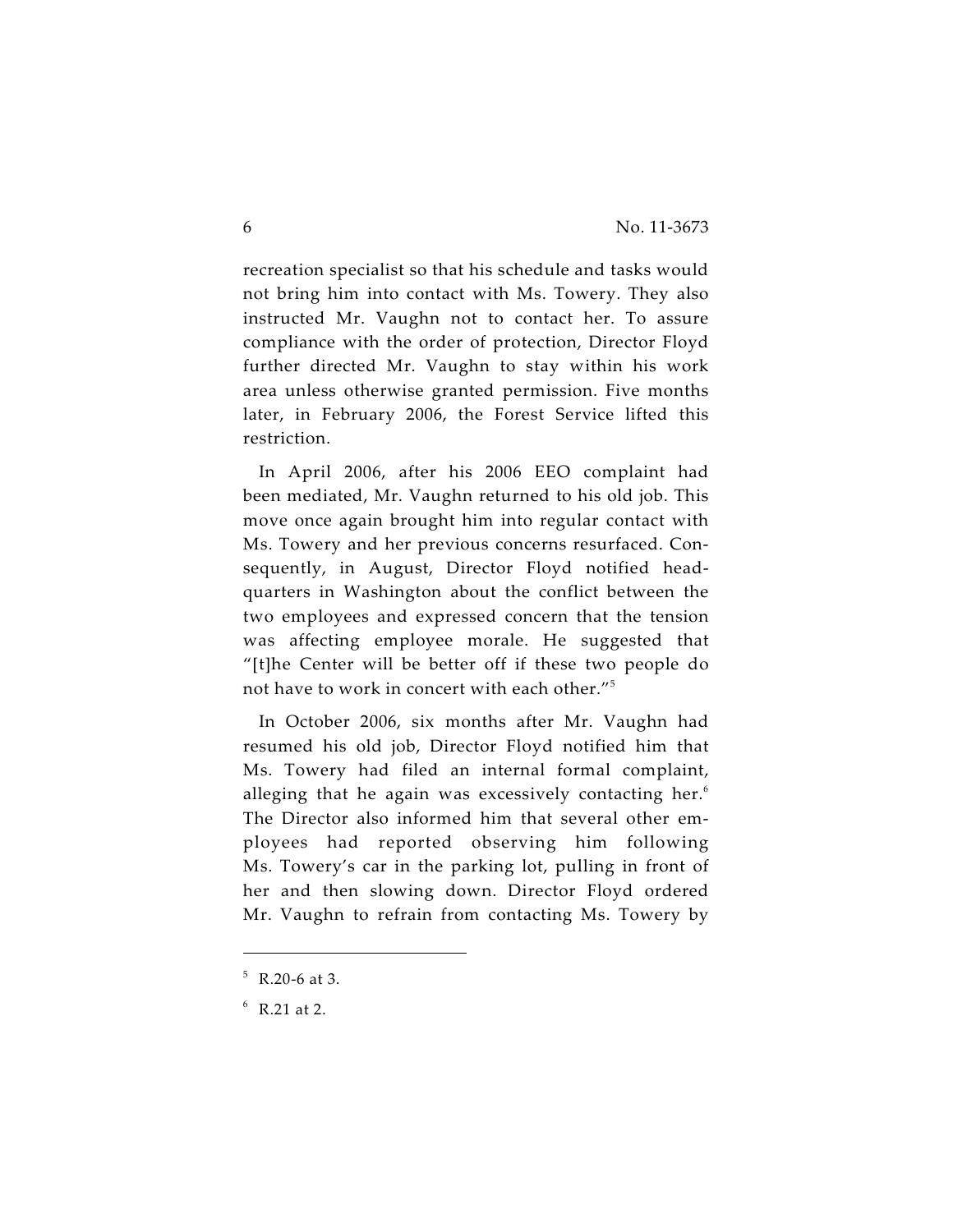recreation specialist so that his schedule and tasks would not bring him into contact with Ms. Towery. They also instructed Mr. Vaughn not to contact her. To assure compliance with the order of protection, Director Floyd further directed Mr. Vaughn to stay within his work area unless otherwise granted permission. Five months later, in February 2006, the Forest Service lifted this restriction.

In April 2006, after his 2006 EEO complaint had been mediated, Mr. Vaughn returned to his old job. This move once again brought him into regular contact with Ms. Towery and her previous concerns resurfaced. Consequently, in August, Director Floyd notified headquarters in Washington about the conflict between the two employees and expressed concern that the tension was affecting employee morale. He suggested that "[t]he Center will be better off if these two people do not have to work in concert with each other."[5]

In October 2006, six months after Mr. Vaughn had resumed his old job, Director Floyd notified him that Ms. Towery had filed an internal formal complaint, alleging that he again was excessively contacting her.[6] The Director also informed him that several other employees had reported observing him following Ms. Towery's car in the parking lot, pulling in front of her and then slowing down. Director Floyd ordered Mr. Vaughn to refrain from contacting Ms. Towery by

---

[5] R.20-6 at 3.

[6] R.21 at 2.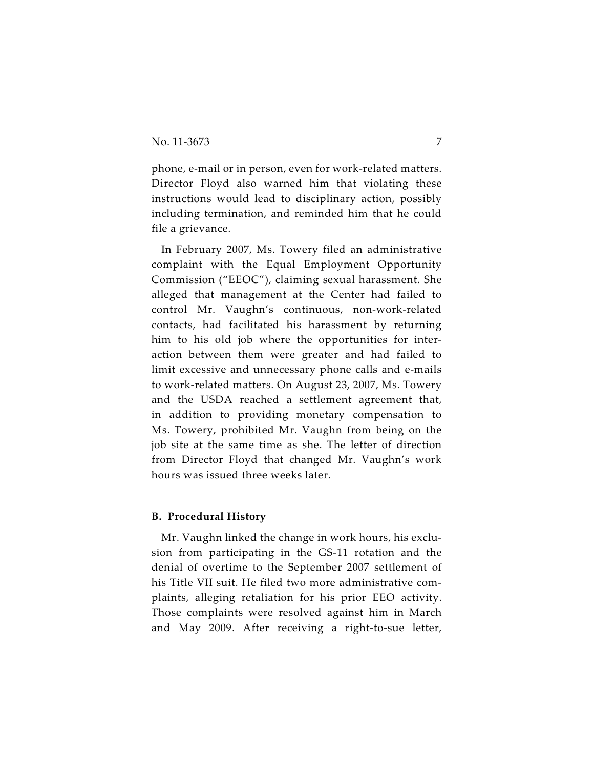phone, e-mail or in person, even for work-related matters. Director Floyd also warned him that violating these instructions would lead to disciplinary action, possibly including termination, and reminded him that he could file a grievance.

In February 2007, Ms. Towery filed an administrative complaint with the Equal Employment Opportunity Commission ("EEOC"), claiming sexual harassment. She alleged that management at the Center had failed to control Mr. Vaughn's continuous, non-work-related contacts, had facilitated his harassment by returning him to his old job where the opportunities for interaction between them were greater and had failed to limit excessive and unnecessary phone calls and e-mails to work-related matters. On August 23, 2007, Ms. Towery and the USDA reached a settlement agreement that, in addition to providing monetary compensation to Ms. Towery, prohibited Mr. Vaughn from being on the job site at the same time as she. The letter of direction from Director Floyd that changed Mr. Vaughn's work hours was issued three weeks later.

**B. Procedural History**

Mr. Vaughn linked the change in work hours, his exclusion from participating in the GS-11 rotation and the denial of overtime to the September 2007 settlement of his Title VII suit. He filed two more administrative complaints, alleging retaliation for his prior EEO activity. Those complaints were resolved against him in March and May 2009. After receiving a right-to-sue letter,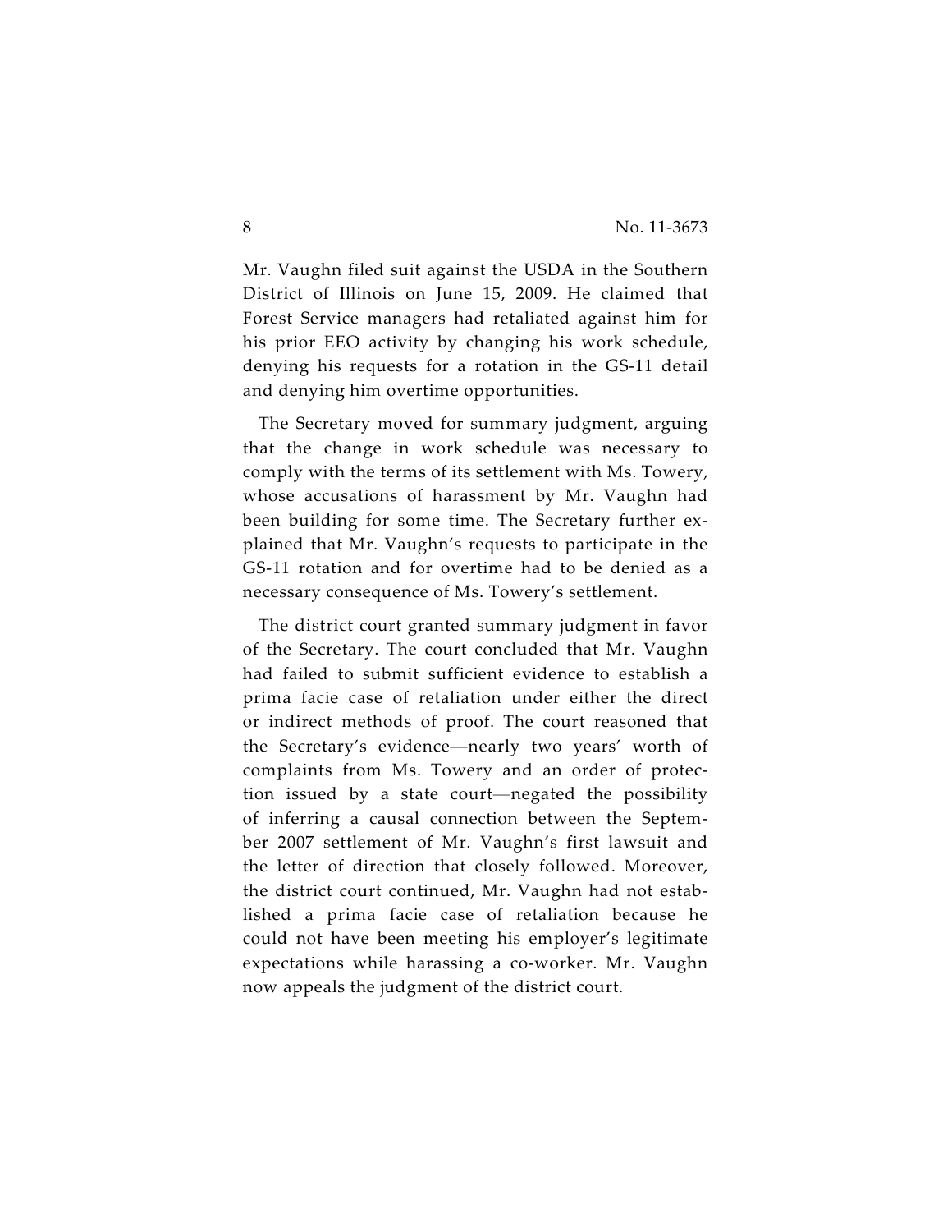Mr. Vaughn filed suit against the USDA in the Southern District of Illinois on June 15, 2009. He claimed that Forest Service managers had retaliated against him for his prior EEO activity by changing his work schedule, denying his requests for a rotation in the GS-11 detail and denying him overtime opportunities.

The Secretary moved for summary judgment, arguing that the change in work schedule was necessary to comply with the terms of its settlement with Ms. Towery, whose accusations of harassment by Mr. Vaughn had been building for some time. The Secretary further explained that Mr. Vaughn's requests to participate in the GS-11 rotation and for overtime had to be denied as a necessary consequence of Ms. Towery's settlement.

The district court granted summary judgment in favor of the Secretary. The court concluded that Mr. Vaughn had failed to submit sufficient evidence to establish a prima facie case of retaliation under either the direct or indirect methods of proof. The court reasoned that the Secretary's evidence—nearly two years' worth of complaints from Ms. Towery and an order of protection issued by a state court—negated the possibility of inferring a causal connection between the September 2007 settlement of Mr. Vaughn's first lawsuit and the letter of direction that closely followed. Moreover, the district court continued, Mr. Vaughn had not established a prima facie case of retaliation because he could not have been meeting his employer's legitimate expectations while harassing a co-worker. Mr. Vaughn now appeals the judgment of the district court.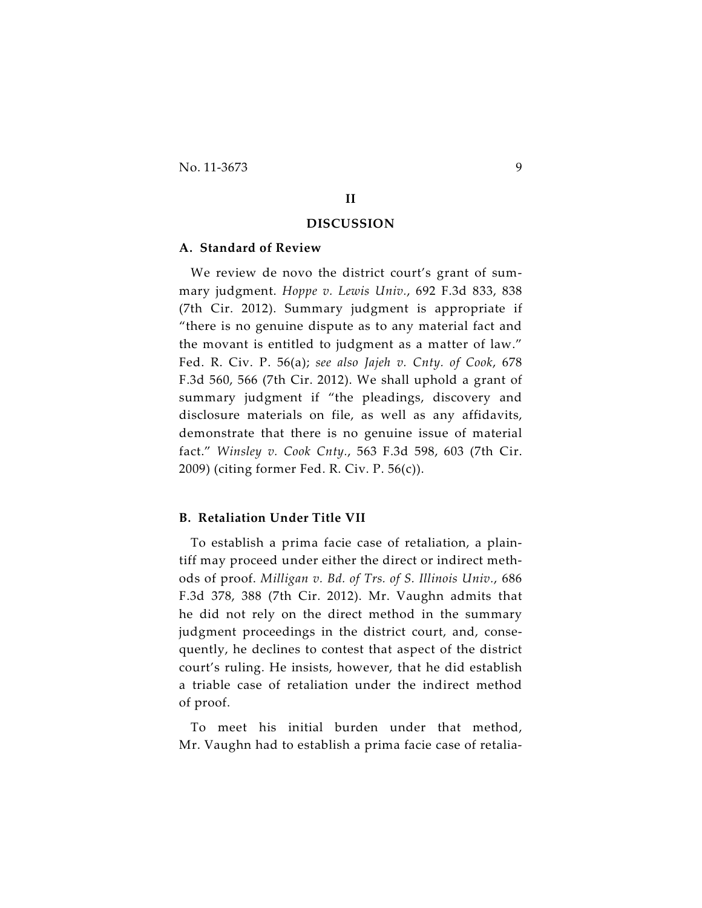## II

## DISCUSSION

### A. Standard of Review

We review de novo the district court's grant of summary judgment. *Hoppe v. Lewis Univ.*, 692 F.3d 833, 838 (7th Cir. 2012). Summary judgment is appropriate if "there is no genuine dispute as to any material fact and the movant is entitled to judgment as a matter of law." Fed. R. Civ. P. 56(a); *see also Jajeh v. Cnty. of Cook*, 678 F.3d 560, 566 (7th Cir. 2012). We shall uphold a grant of summary judgment if "the pleadings, discovery and disclosure materials on file, as well as any affidavits, demonstrate that there is no genuine issue of material fact." *Winsley v. Cook Cnty.*, 563 F.3d 598, 603 (7th Cir. 2009) (citing former Fed. R. Civ. P. 56(c)).

### B. Retaliation Under Title VII

To establish a prima facie case of retaliation, a plaintiff may proceed under either the direct or indirect methods of proof. *Milligan v. Bd. of Trs. of S. Illinois Univ.*, 686 F.3d 378, 388 (7th Cir. 2012). Mr. Vaughn admits that he did not rely on the direct method in the summary judgment proceedings in the district court, and, consequently, he declines to contest that aspect of the district court's ruling. He insists, however, that he did establish a triable case of retaliation under the indirect method of proof.

To meet his initial burden under that method, Mr. Vaughn had to establish a prima facie case of retalia-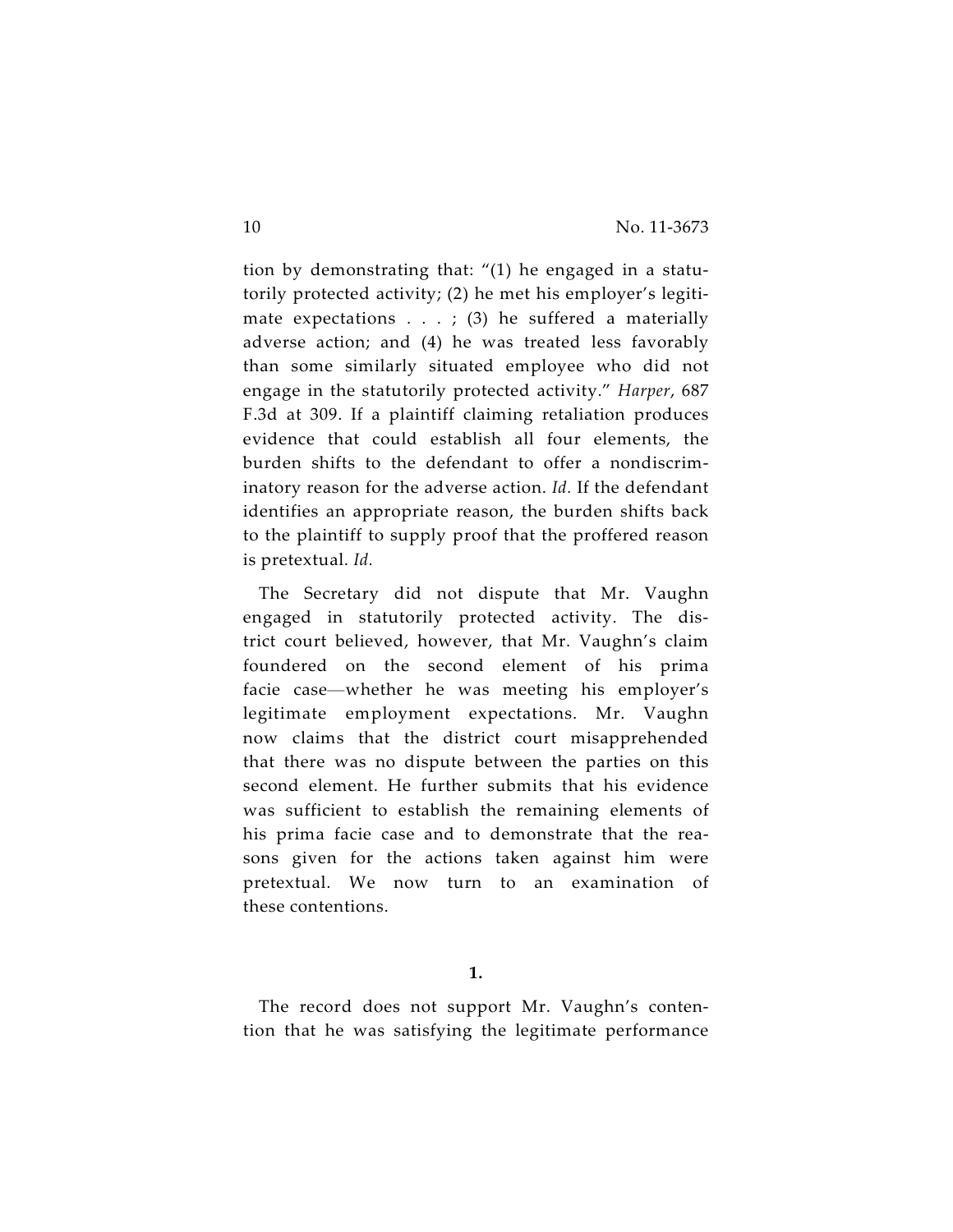tion by demonstrating that: "(1) he engaged in a statutorily protected activity; (2) he met his employer's legitimate expectations . . . ; (3) he suffered a materially adverse action; and (4) he was treated less favorably than some similarly situated employee who did not engage in the statutorily protected activity." *Harper*, 687 F.3d at 309. If a plaintiff claiming retaliation produces evidence that could establish all four elements, the burden shifts to the defendant to offer a nondiscriminatory reason for the adverse action. *Id.* If the defendant identifies an appropriate reason, the burden shifts back to the plaintiff to supply proof that the proffered reason is pretextual. *Id.*

The Secretary did not dispute that Mr. Vaughn engaged in statutorily protected activity. The district court believed, however, that Mr. Vaughn's claim foundered on the second element of his prima facie case—whether he was meeting his employer's legitimate employment expectations. Mr. Vaughn now claims that the district court misapprehended that there was no dispute between the parties on this second element. He further submits that his evidence was sufficient to establish the remaining elements of his prima facie case and to demonstrate that the reasons given for the actions taken against him were pretextual. We now turn to an examination of these contentions.

**1.**

The record does not support Mr. Vaughn's contention that he was satisfying the legitimate performance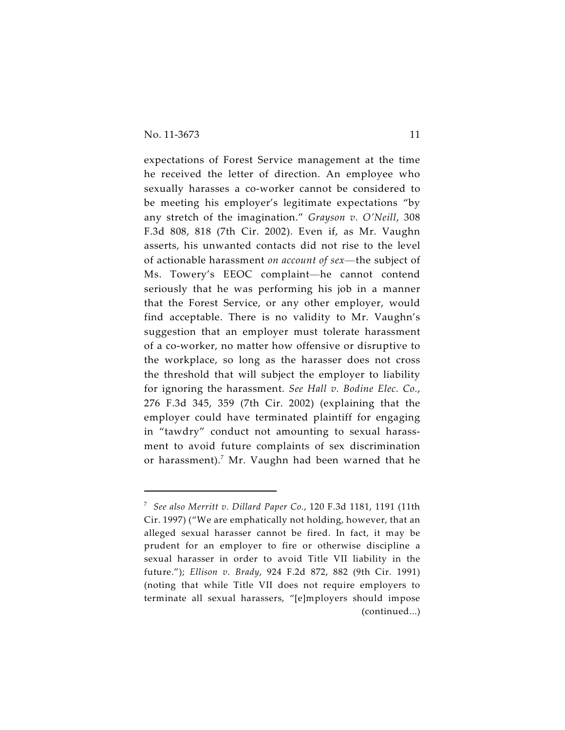expectations of Forest Service management at the time he received the letter of direction. An employee who sexually harasses a co-worker cannot be considered to be meeting his employer's legitimate expectations "by any stretch of the imagination." *Grayson v. O'Neill*, 308 F.3d 808, 818 (7th Cir. 2002). Even if, as Mr. Vaughn asserts, his unwanted contacts did not rise to the level of actionable harassment *on account of sex*—the subject of Ms. Towery's EEOC complaint—he cannot contend seriously that he was performing his job in a manner that the Forest Service, or any other employer, would find acceptable. There is no validity to Mr. Vaughn's suggestion that an employer must tolerate harassment of a co-worker, no matter how offensive or disruptive to the workplace, so long as the harasser does not cross the threshold that will subject the employer to liability for ignoring the harassment. *See Hall v. Bodine Elec. Co.*, 276 F.3d 345, 359 (7th Cir. 2002) (explaining that the employer could have terminated plaintiff for engaging in "tawdry" conduct not amounting to sexual harassment to avoid future complaints of sex discrimination or harassment).[7] Mr. Vaughn had been warned that he

---

[7] *See also Merritt v. Dillard Paper Co.*, 120 F.3d 1181, 1191 (11th Cir. 1997) ("We are emphatically not holding, however, that an alleged sexual harasser cannot be fired. In fact, it may be prudent for an employer to fire or otherwise discipline a sexual harasser in order to avoid Title VII liability in the future."); *Ellison v. Brady*, 924 F.2d 872, 882 (9th Cir. 1991) (noting that while Title VII does not require employers to terminate all sexual harassers, "[e]mployers should impose (continued...)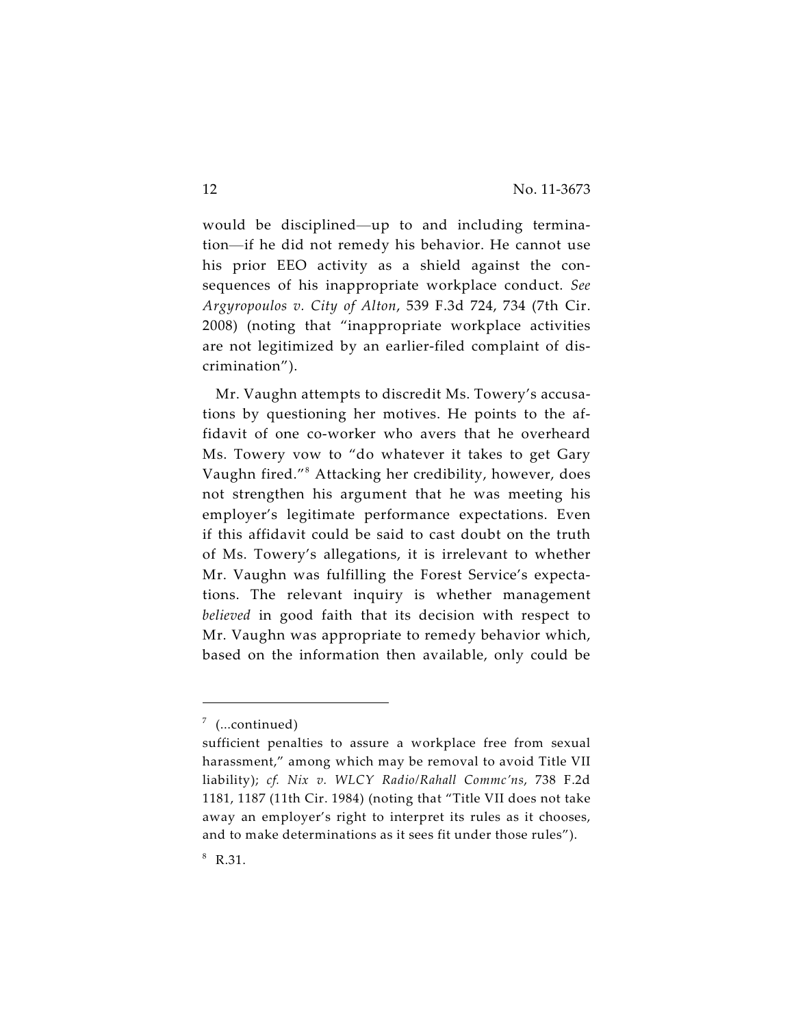would be disciplined—up to and including termination—if he did not remedy his behavior. He cannot use his prior EEO activity as a shield against the consequences of his inappropriate workplace conduct. *See Argyropoulos v. City of Alton*, 539 F.3d 724, 734 (7th Cir. 2008) (noting that "inappropriate workplace activities are not legitimized by an earlier-filed complaint of discrimination").

Mr. Vaughn attempts to discredit Ms. Towery's accusations by questioning her motives. He points to the affidavit of one co-worker who avers that he overheard Ms. Towery vow to "do whatever it takes to get Gary Vaughn fired."[8] Attacking her credibility, however, does not strengthen his argument that he was meeting his employer's legitimate performance expectations. Even if this affidavit could be said to cast doubt on the truth of Ms. Towery's allegations, it is irrelevant to whether Mr. Vaughn was fulfilling the Forest Service's expectations. The relevant inquiry is whether management *believed* in good faith that its decision with respect to Mr. Vaughn was appropriate to remedy behavior which, based on the information then available, only could be

---

[7] (...continued)
sufficient penalties to assure a workplace free from sexual harassment," among which may be removal to avoid Title VII liability); *cf. Nix v. WLCY Radio/Rahall Commc'ns*, 738 F.2d 1181, 1187 (11th Cir. 1984) (noting that "Title VII does not take away an employer's right to interpret its rules as it chooses, and to make determinations as it sees fit under those rules").

[8] R.31.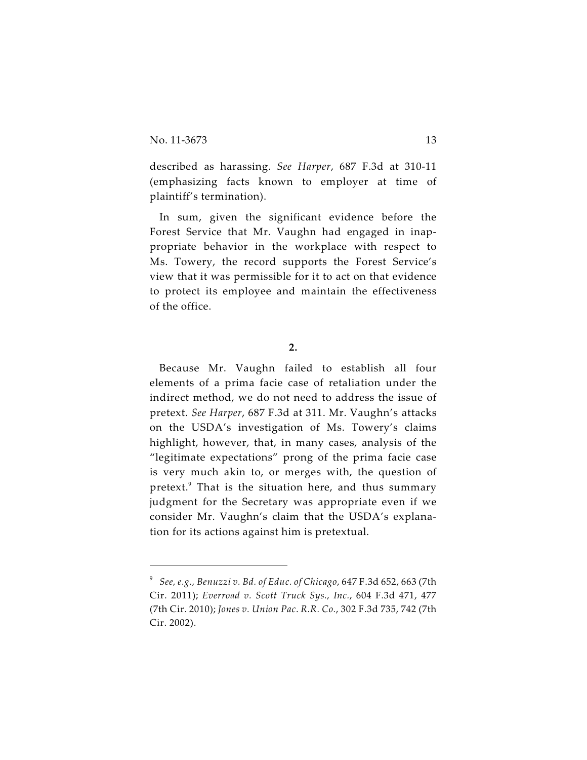described as harassing. *See Harper*, 687 F.3d at 310-11 (emphasizing facts known to employer at time of plaintiff's termination).

In sum, given the significant evidence before the Forest Service that Mr. Vaughn had engaged in inappropriate behavior in the workplace with respect to Ms. Towery, the record supports the Forest Service's view that it was permissible for it to act on that evidence to protect its employee and maintain the effectiveness of the office.

**2.**

Because Mr. Vaughn failed to establish all four elements of a prima facie case of retaliation under the indirect method, we do not need to address the issue of pretext. *See Harper*, 687 F.3d at 311. Mr. Vaughn's attacks on the USDA's investigation of Ms. Towery's claims highlight, however, that, in many cases, analysis of the "legitimate expectations" prong of the prima facie case is very much akin to, or merges with, the question of pretext.[9] That is the situation here, and thus summary judgment for the Secretary was appropriate even if we consider Mr. Vaughn's claim that the USDA's explanation for its actions against him is pretextual.

---

[9] *See, e.g.*, *Benuzzi v. Bd. of Educ. of Chicago*, 647 F.3d 652, 663 (7th Cir. 2011); *Everroad v. Scott Truck Sys., Inc.*, 604 F.3d 471, 477 (7th Cir. 2010); *Jones v. Union Pac. R.R. Co.*, 302 F.3d 735, 742 (7th Cir. 2002).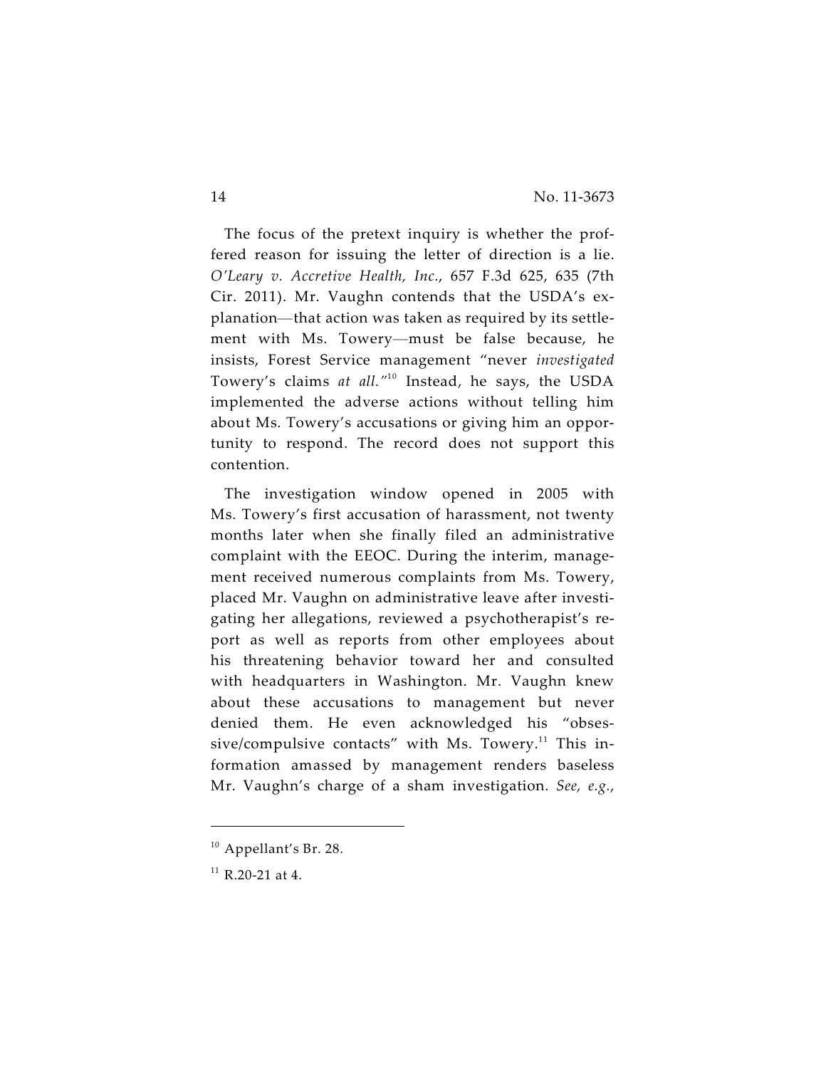The focus of the pretext inquiry is whether the proffered reason for issuing the letter of direction is a lie. *O'Leary v. Accretive Health, Inc.*, 657 F.3d 625, 635 (7th Cir. 2011). Mr. Vaughn contends that the USDA's explanation—that action was taken as required by its settlement with Ms. Towery—must be false because, he insists, Forest Service management "never *investigated* Towery's claims *at all.*"[10] Instead, he says, the USDA implemented the adverse actions without telling him about Ms. Towery's accusations or giving him an opportunity to respond. The record does not support this contention.

The investigation window opened in 2005 with Ms. Towery's first accusation of harassment, not twenty months later when she finally filed an administrative complaint with the EEOC. During the interim, management received numerous complaints from Ms. Towery, placed Mr. Vaughn on administrative leave after investigating her allegations, reviewed a psychotherapist's report as well as reports from other employees about his threatening behavior toward her and consulted with headquarters in Washington. Mr. Vaughn knew about these accusations to management but never denied them. He even acknowledged his "obsessive/compulsive contacts" with Ms. Towery.[11] This information amassed by management renders baseless Mr. Vaughn's charge of a sham investigation. *See, e.g.*,

---

[10] Appellant's Br. 28.

[11] R.20-21 at 4.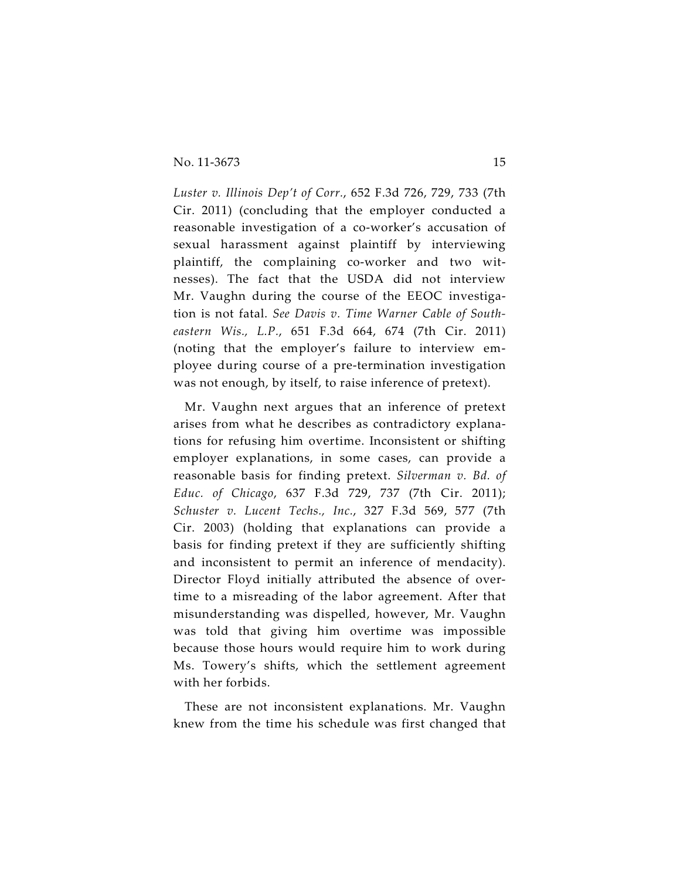*Luster v. Illinois Dep't of Corr.*, 652 F.3d 726, 729, 733 (7th Cir. 2011) (concluding that the employer conducted a reasonable investigation of a co-worker's accusation of sexual harassment against plaintiff by interviewing plaintiff, the complaining co-worker and two witnesses). The fact that the USDA did not interview Mr. Vaughn during the course of the EEOC investigation is not fatal. *See Davis v. Time Warner Cable of Southeastern Wis., L.P.*, 651 F.3d 664, 674 (7th Cir. 2011) (noting that the employer's failure to interview employee during course of a pre-termination investigation was not enough, by itself, to raise inference of pretext).

Mr. Vaughn next argues that an inference of pretext arises from what he describes as contradictory explanations for refusing him overtime. Inconsistent or shifting employer explanations, in some cases, can provide a reasonable basis for finding pretext. *Silverman v. Bd. of Educ. of Chicago*, 637 F.3d 729, 737 (7th Cir. 2011); *Schuster v. Lucent Techs., Inc.*, 327 F.3d 569, 577 (7th Cir. 2003) (holding that explanations can provide a basis for finding pretext if they are sufficiently shifting and inconsistent to permit an inference of mendacity). Director Floyd initially attributed the absence of overtime to a misreading of the labor agreement. After that misunderstanding was dispelled, however, Mr. Vaughn was told that giving him overtime was impossible because those hours would require him to work during Ms. Towery's shifts, which the settlement agreement with her forbids.

These are not inconsistent explanations. Mr. Vaughn knew from the time his schedule was first changed that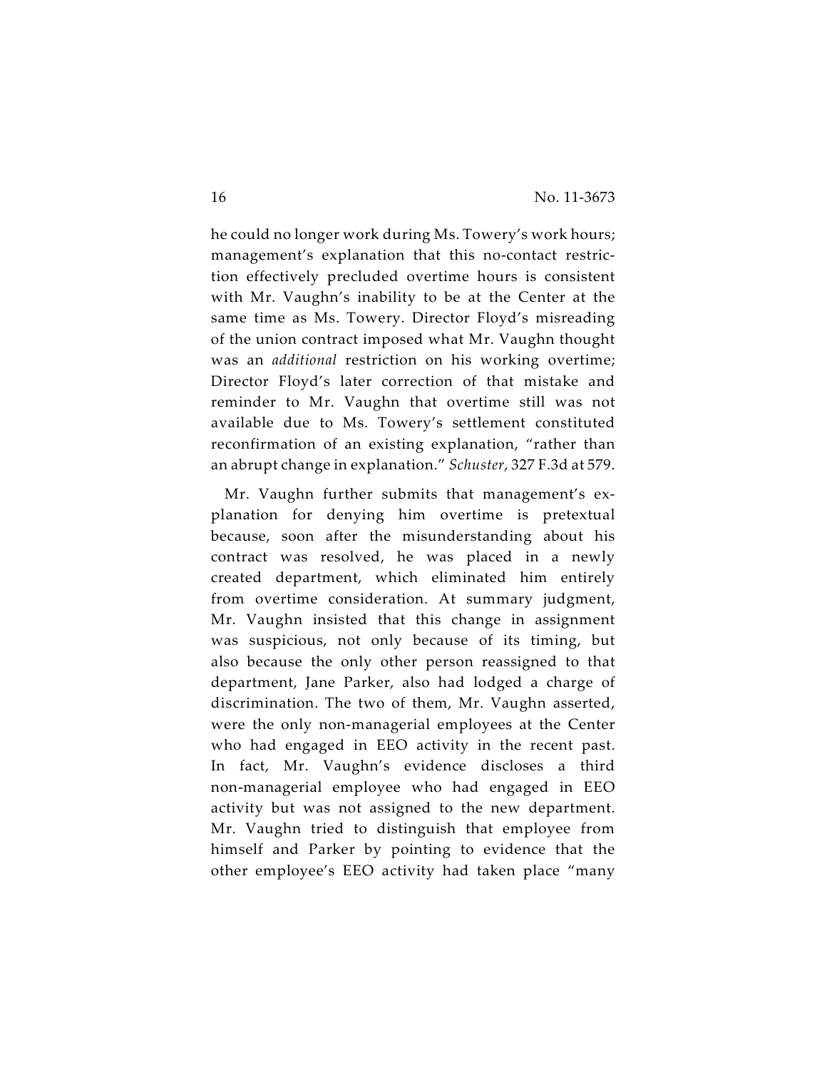he could no longer work during Ms. Towery's work hours; management's explanation that this no-contact restriction effectively precluded overtime hours is consistent with Mr. Vaughn's inability to be at the Center at the same time as Ms. Towery. Director Floyd's misreading of the union contract imposed what Mr. Vaughn thought was an *additional* restriction on his working overtime; Director Floyd's later correction of that mistake and reminder to Mr. Vaughn that overtime still was not available due to Ms. Towery's settlement constituted reconfirmation of an existing explanation, "rather than an abrupt change in explanation." *Schuster*, 327 F.3d at 579.

Mr. Vaughn further submits that management's explanation for denying him overtime is pretextual because, soon after the misunderstanding about his contract was resolved, he was placed in a newly created department, which eliminated him entirely from overtime consideration. At summary judgment, Mr. Vaughn insisted that this change in assignment was suspicious, not only because of its timing, but also because the only other person reassigned to that department, Jane Parker, also had lodged a charge of discrimination. The two of them, Mr. Vaughn asserted, were the only non-managerial employees at the Center who had engaged in EEO activity in the recent past. In fact, Mr. Vaughn's evidence discloses a third non-managerial employee who had engaged in EEO activity but was not assigned to the new department. Mr. Vaughn tried to distinguish that employee from himself and Parker by pointing to evidence that the other employee's EEO activity had taken place "many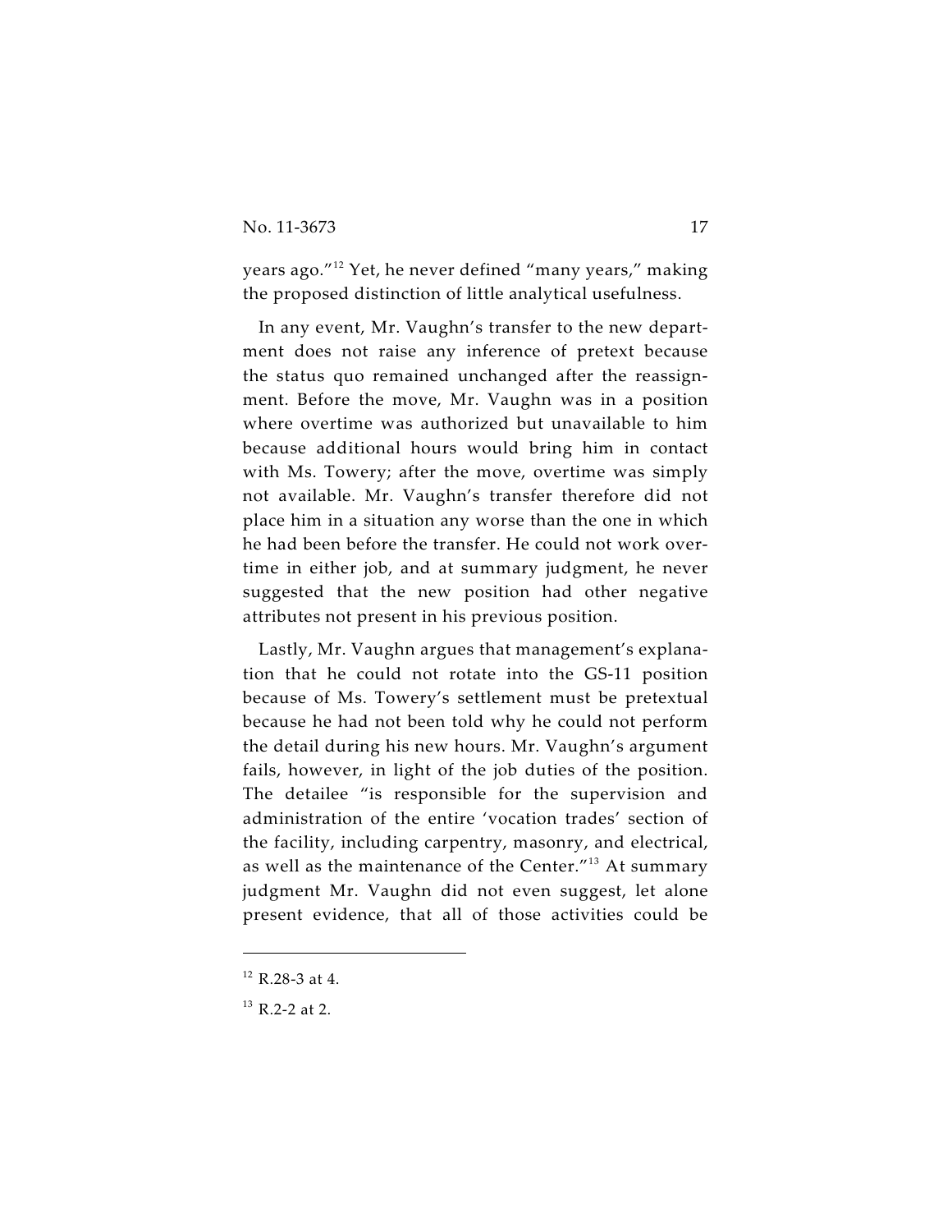years ago."[12] Yet, he never defined "many years," making the proposed distinction of little analytical usefulness.

In any event, Mr. Vaughn's transfer to the new department does not raise any inference of pretext because the status quo remained unchanged after the reassignment. Before the move, Mr. Vaughn was in a position where overtime was authorized but unavailable to him because additional hours would bring him in contact with Ms. Towery; after the move, overtime was simply not available. Mr. Vaughn's transfer therefore did not place him in a situation any worse than the one in which he had been before the transfer. He could not work overtime in either job, and at summary judgment, he never suggested that the new position had other negative attributes not present in his previous position.

Lastly, Mr. Vaughn argues that management's explanation that he could not rotate into the GS-11 position because of Ms. Towery's settlement must be pretextual because he had not been told why he could not perform the detail during his new hours. Mr. Vaughn's argument fails, however, in light of the job duties of the position. The detailee "is responsible for the supervision and administration of the entire 'vocation trades' section of the facility, including carpentry, masonry, and electrical, as well as the maintenance of the Center."[13] At summary judgment Mr. Vaughn did not even suggest, let alone present evidence, that all of those activities could be

---

[12] R.28-3 at 4.

[13] R.2-2 at 2.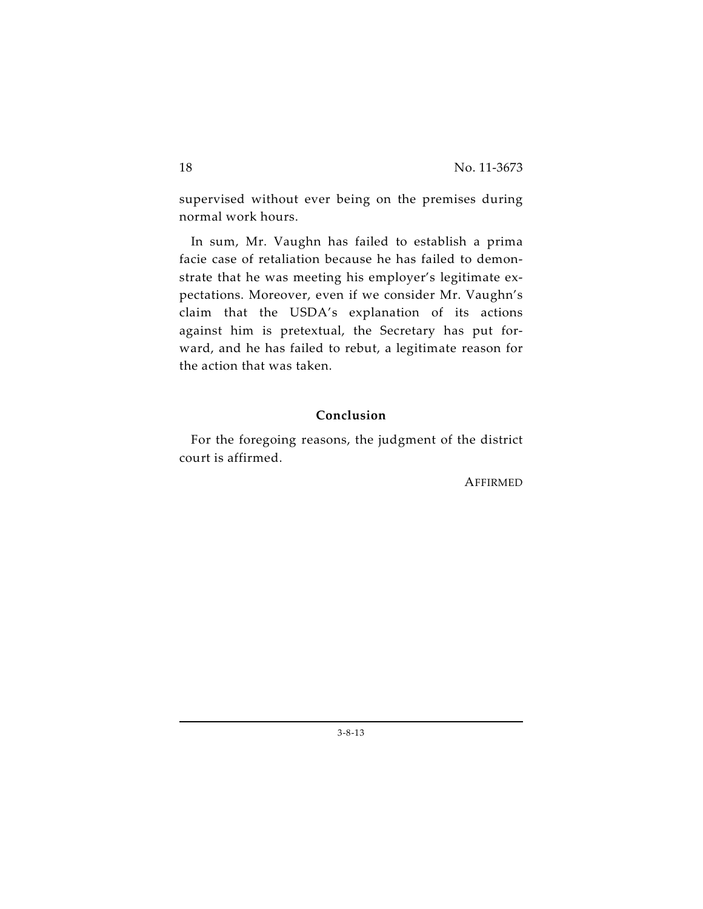supervised without ever being on the premises during normal work hours.

In sum, Mr. Vaughn has failed to establish a prima facie case of retaliation because he has failed to demonstrate that he was meeting his employer's legitimate expectations. Moreover, even if we consider Mr. Vaughn's claim that the USDA's explanation of its actions against him is pretextual, the Secretary has put forward, and he has failed to rebut, a legitimate reason for the action that was taken.

## Conclusion

For the foregoing reasons, the judgment of the district court is affirmed.

AFFIRMED

---

3-8-13